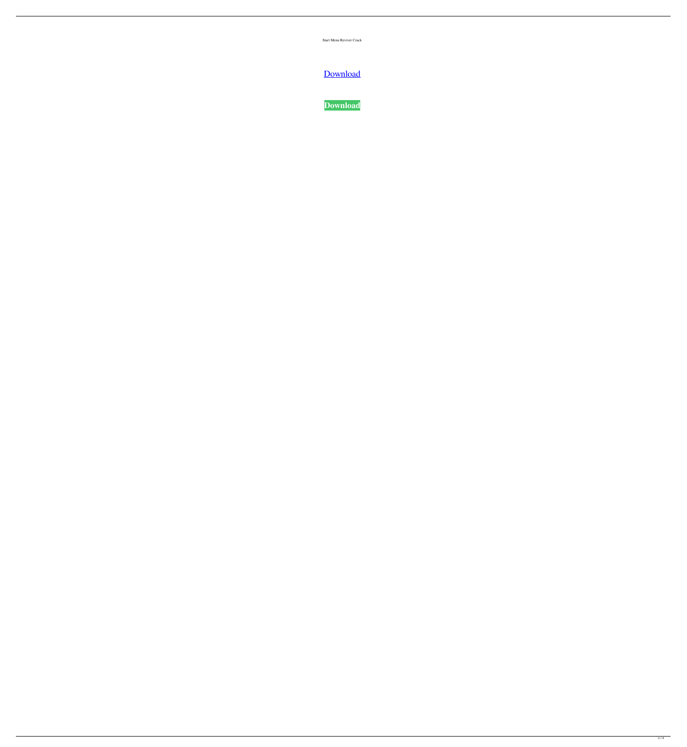Start Menu Reviver Crack

Download

**Download**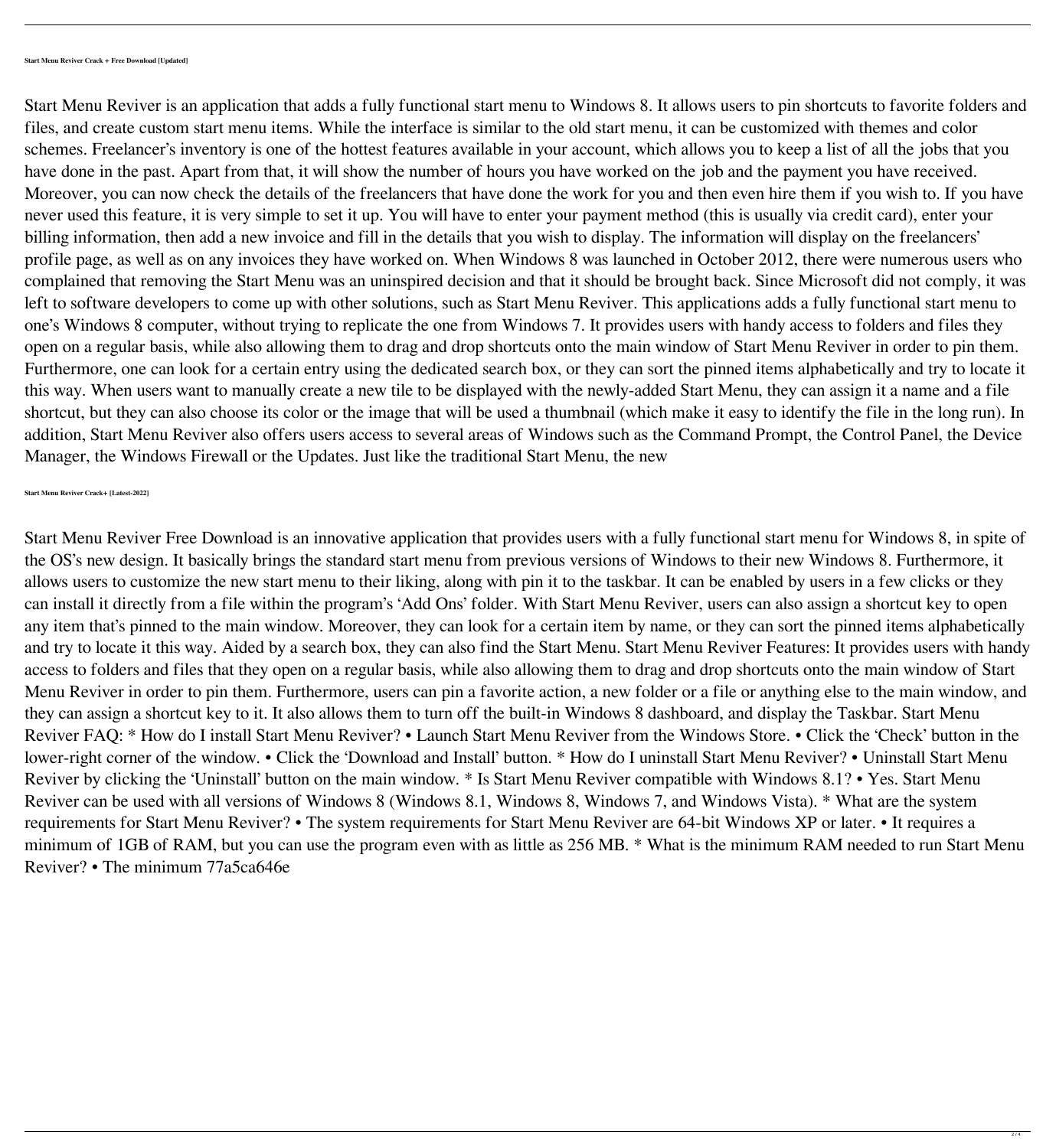**Start Menu Reviver Crack + Free Download [Updated]**

Start Menu Reviver is an application that adds a fully functional start menu to Windows 8. It allows users to pin shortcuts to favorite folders and files, and create custom start menu items. While the interface is similar to the old start menu, it can be customized with themes and color schemes. Freelancer's inventory is one of the hottest features available in your account, which allows you to keep a list of all the jobs that you have done in the past. Apart from that, it will show the number of hours you have worked on the job and the payment you have received. Moreover, you can now check the details of the freelancers that have done the work for you and then even hire them if you wish to. If you have never used this feature, it is very simple to set it up. You will have to enter your payment method (this is usually via credit card), enter your billing information, then add a new invoice and fill in the details that you wish to display. The information will display on the freelancers' profile page, as well as on any invoices they have worked on. When Windows 8 was launched in October 2012, there were numerous users who complained that removing the Start Menu was an uninspired decision and that it should be brought back. Since Microsoft did not comply, it was left to software developers to come up with other solutions, such as Start Menu Reviver. This applications adds a fully functional start menu to one's Windows 8 computer, without trying to replicate the one from Windows 7. It provides users with handy access to folders and files they open on a regular basis, while also allowing them to drag and drop shortcuts onto the main window of Start Menu Reviver in order to pin them. Furthermore, one can look for a certain entry using the dedicated search box, or they can sort the pinned items alphabetically and try to locate it this way. When users want to manually create a new tile to be displayed with the newly-added Start Menu, they can assign it a name and a file shortcut, but they can also choose its color or the image that will be used a thumbnail (which make it easy to identify the file in the long run). In addition, Start Menu Reviver also offers users access to several areas of Windows such as the Command Prompt, the Control Panel, the Device Manager, the Windows Firewall or the Updates. Just like the traditional Start Menu, the new

**Start Menu Reviver Crack+ [Latest-2022]**

Start Menu Reviver Free Download is an innovative application that provides users with a fully functional start menu for Windows 8, in spite of the OS's new design. It basically brings the standard start menu from previous versions of Windows to their new Windows 8. Furthermore, it allows users to customize the new start menu to their liking, along with pin it to the taskbar. It can be enabled by users in a few clicks or they can install it directly from a file within the program's 'Add Ons' folder. With Start Menu Reviver, users can also assign a shortcut key to open any item that's pinned to the main window. Moreover, they can look for a certain item by name, or they can sort the pinned items alphabetically and try to locate it this way. Aided by a search box, they can also find the Start Menu. Start Menu Reviver Features: It provides users with handy access to folders and files that they open on a regular basis, while also allowing them to drag and drop shortcuts onto the main window of Start Menu Reviver in order to pin them. Furthermore, users can pin a favorite action, a new folder or a file or anything else to the main window, and they can assign a shortcut key to it. It also allows them to turn off the built-in Windows 8 dashboard, and display the Taskbar. Start Menu Reviver FAQ: * How do I install Start Menu Reviver? • Launch Start Menu Reviver from the Windows Store. • Click the 'Check' button in the lower-right corner of the window. • Click the 'Download and Install' button. * How do I uninstall Start Menu Reviver? • Uninstall Start Menu Reviver by clicking the 'Uninstall' button on the main window. * Is Start Menu Reviver compatible with Windows 8.1? • Yes. Start Menu Reviver can be used with all versions of Windows 8 (Windows 8.1, Windows 8, Windows 7, and Windows Vista). * What are the system requirements for Start Menu Reviver? • The system requirements for Start Menu Reviver are 64-bit Windows XP or later. • It requires a minimum of 1GB of RAM, but you can use the program even with as little as 256 MB. * What is the minimum RAM needed to run Start Menu Reviver? • The minimum 77a5ca646e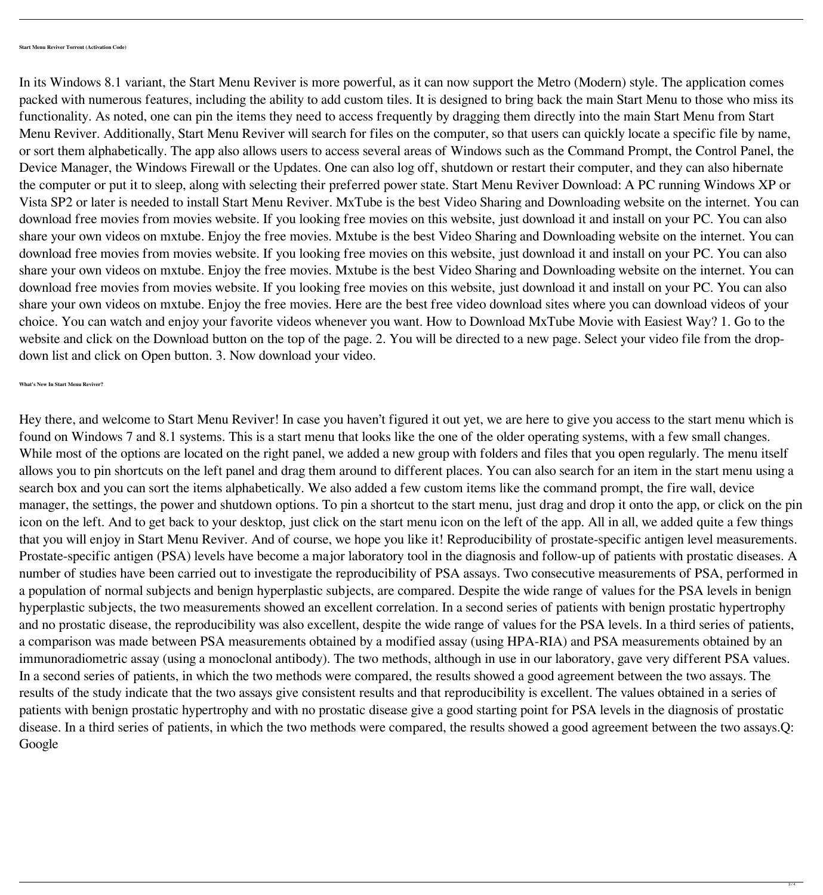**Start Menu Reviver Torrent (Activation Code)**

In its Windows 8.1 variant, the Start Menu Reviver is more powerful, as it can now support the Metro (Modern) style. The application comes packed with numerous features, including the ability to add custom tiles. It is designed to bring back the main Start Menu to those who miss its functionality. As noted, one can pin the items they need to access frequently by dragging them directly into the main Start Menu from Start Menu Reviver. Additionally, Start Menu Reviver will search for files on the computer, so that users can quickly locate a specific file by name, or sort them alphabetically. The app also allows users to access several areas of Windows such as the Command Prompt, the Control Panel, the Device Manager, the Windows Firewall or the Updates. One can also log off, shutdown or restart their computer, and they can also hibernate the computer or put it to sleep, along with selecting their preferred power state. Start Menu Reviver Download: A PC running Windows XP or Vista SP2 or later is needed to install Start Menu Reviver. MxTube is the best Video Sharing and Downloading website on the internet. You can download free movies from movies website. If you looking free movies on this website, just download it and install on your PC. You can also share your own videos on mxtube. Enjoy the free movies. Mxtube is the best Video Sharing and Downloading website on the internet. You can download free movies from movies website. If you looking free movies on this website, just download it and install on your PC. You can also share your own videos on mxtube. Enjoy the free movies. Mxtube is the best Video Sharing and Downloading website on the internet. You can download free movies from movies website. If you looking free movies on this website, just download it and install on your PC. You can also share your own videos on mxtube. Enjoy the free movies. Here are the best free video download sites where you can download videos of your choice. You can watch and enjoy your favorite videos whenever you want. How to Download MxTube Movie with Easiest Way? 1. Go to the website and click on the Download button on the top of the page. 2. You will be directed to a new page. Select your video file from the drop-down list and click on Open button. 3. Now download your video.

**What's New In Start Menu Reviver?**

Hey there, and welcome to Start Menu Reviver! In case you haven't figured it out yet, we are here to give you access to the start menu which is found on Windows 7 and 8.1 systems. This is a start menu that looks like the one of the older operating systems, with a few small changes. While most of the options are located on the right panel, we added a new group with folders and files that you open regularly. The menu itself allows you to pin shortcuts on the left panel and drag them around to different places. You can also search for an item in the start menu using a search box and you can sort the items alphabetically. We also added a few custom items like the command prompt, the fire wall, device manager, the settings, the power and shutdown options. To pin a shortcut to the start menu, just drag and drop it onto the app, or click on the pin icon on the left. And to get back to your desktop, just click on the start menu icon on the left of the app. All in all, we added quite a few things that you will enjoy in Start Menu Reviver. And of course, we hope you like it! Reproducibility of prostate-specific antigen level measurements. Prostate-specific antigen (PSA) levels have become a major laboratory tool in the diagnosis and follow-up of patients with prostatic diseases. A number of studies have been carried out to investigate the reproducibility of PSA assays. Two consecutive measurements of PSA, performed in a population of normal subjects and benign hyperplastic subjects, are compared. Despite the wide range of values for the PSA levels in benign hyperplastic subjects, the two measurements showed an excellent correlation. In a second series of patients with benign prostatic hypertrophy and no prostatic disease, the reproducibility was also excellent, despite the wide range of values for the PSA levels. In a third series of patients, a comparison was made between PSA measurements obtained by a modified assay (using HPA-RIA) and PSA measurements obtained by an immunoradiometric assay (using a monoclonal antibody). The two methods, although in use in our laboratory, gave very different PSA values. In a second series of patients, in which the two methods were compared, the results showed a good agreement between the two assays. The results of the study indicate that the two assays give consistent results and that reproducibility is excellent. The values obtained in a series of patients with benign prostatic hypertrophy and with no prostatic disease give a good starting point for PSA levels in the diagnosis of prostatic disease. In a third series of patients, in which the two methods were compared, the results showed a good agreement between the two assays.Q: Google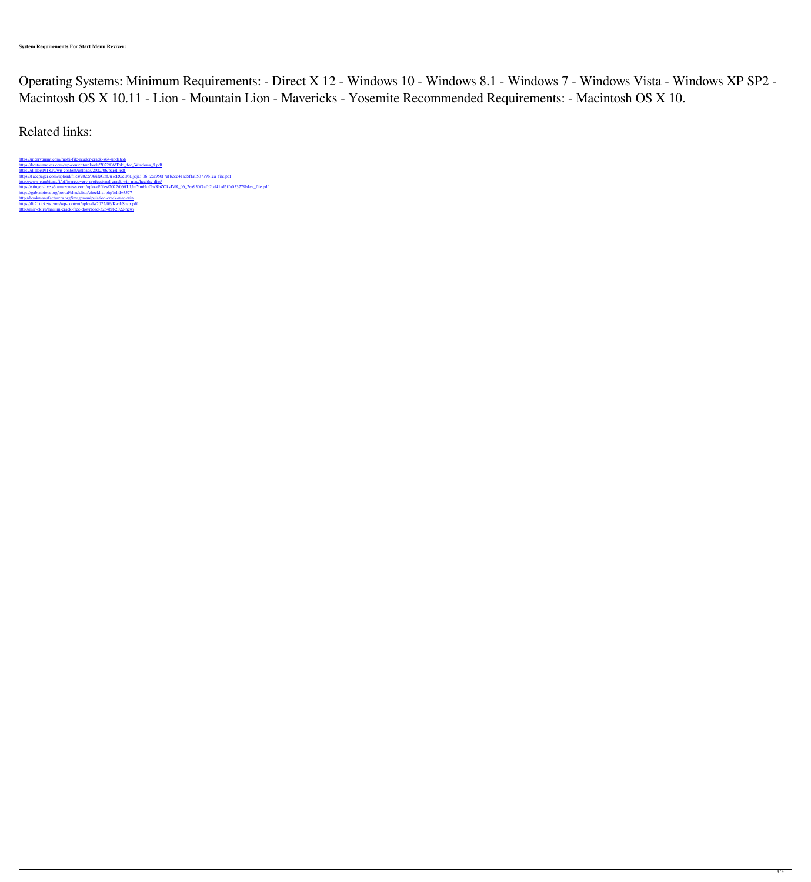**System Requirements For Start Menu Reviver:**

Operating Systems: Minimum Requirements: - Direct X 12 - Windows 10 - Windows 8.1 - Windows 7 - Windows Vista - Windows XP SP2 - Macintosh OS X 10.11 - Lion - Mountain Lion - Mavericks - Yosemite Recommended Requirements: - Macintosh OS X 10.

Related links:

https://merryquant.com/mobi-file-reader-crack-x64-updated/
https://bestasmrever.com/wp-content/uploads/2022/06/Toki_for_Windows_8.pdf
https://dialog1918.ru/wp-content/uploads/2022/06/parell.pdf
https://facepager.com/upload/files/2022/06/rlzG5fJu7eROeDSEjcjC_06_2ea950f7afb2cd41ad5ffa053779b1ea_file.pdf
http://www.gambians.fi/officerecovery-professional-crack-win-mac/healthy-diet/
https://stinger-live.s3.amazonaws.com/upload/files/2022/06/fUUmYmbkiTwRbZOksJVR_06_2ea950f7afb2cd41ad5ffa053779b1ea_file.pdf
https://gabonbiota.org/portal/checklists/checklist.php?clid=3577
http://bookmanufacturers.org/imagemanipulation-crack-mac-win
https://lit21tickets.com/wp-content/uploads/2022/06/KwikSnap.pdf
http://mir-ok.ru/lanslim-crack-free-download-3264bit-2022-new/